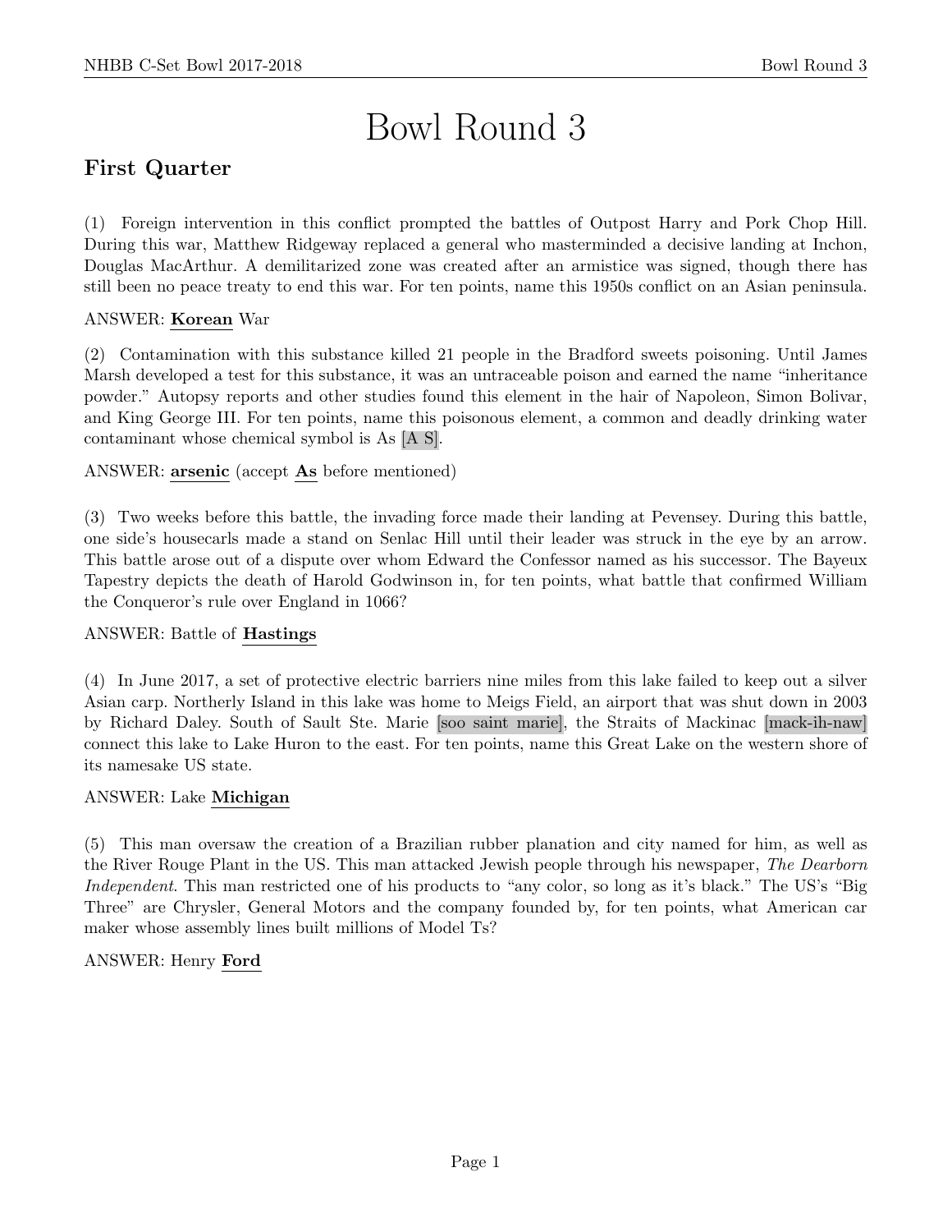# Bowl Round 3

## First Quarter

(1) Foreign intervention in this conflict prompted the battles of Outpost Harry and Pork Chop Hill. During this war, Matthew Ridgeway replaced a general who masterminded a decisive landing at Inchon, Douglas MacArthur. A demilitarized zone was created after an armistice was signed, though there has still been no peace treaty to end this war. For ten points, name this 1950s conflict on an Asian peninsula.

ANSWER: **Korean** War

(2) Contamination with this substance killed 21 people in the Bradford sweets poisoning. Until James Marsh developed a test for this substance, it was an untraceable poison and earned the name "inheritance powder." Autopsy reports and other studies found this element in the hair of Napoleon, Simon Bolivar, and King George III. For ten points, name this poisonous element, a common and deadly drinking water contaminant whose chemical symbol is As [A S].

ANSWER: **arsenic** (accept **As** before mentioned)

(3) Two weeks before this battle, the invading force made their landing at Pevensey. During this battle, one side's housecarls made a stand on Senlac Hill until their leader was struck in the eye by an arrow. This battle arose out of a dispute over whom Edward the Confessor named as his successor. The Bayeux Tapestry depicts the death of Harold Godwinson in, for ten points, what battle that confirmed William the Conqueror's rule over England in 1066?

ANSWER: Battle of **Hastings**

(4) In June 2017, a set of protective electric barriers nine miles from this lake failed to keep out a silver Asian carp. Northerly Island in this lake was home to Meigs Field, an airport that was shut down in 2003 by Richard Daley. South of Sault Ste. Marie [soo saint marie], the Straits of Mackinac [mack-ih-naw] connect this lake to Lake Huron to the east. For ten points, name this Great Lake on the western shore of its namesake US state.

ANSWER: Lake **Michigan**

(5) This man oversaw the creation of a Brazilian rubber planation and city named for him, as well as the River Rouge Plant in the US. This man attacked Jewish people through his newspaper, *The Dearborn Independent*. This man restricted one of his products to "any color, so long as it's black." The US's "Big Three" are Chrysler, General Motors and the company founded by, for ten points, what American car maker whose assembly lines built millions of Model Ts?

ANSWER: Henry **Ford**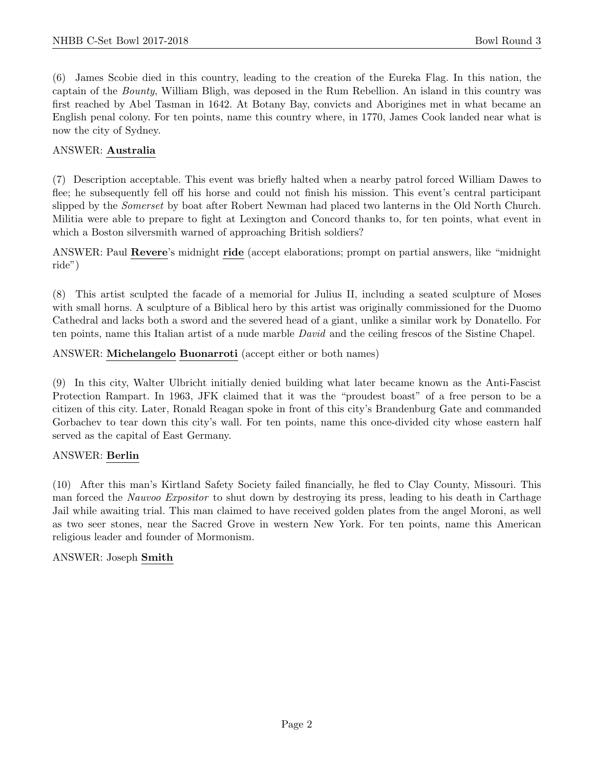(6) James Scobie died in this country, leading to the creation of the Eureka Flag. In this nation, the captain of the *Bounty*, William Bligh, was deposed in the Rum Rebellion. An island in this country was first reached by Abel Tasman in 1642. At Botany Bay, convicts and Aborigines met in what became an English penal colony. For ten points, name this country where, in 1770, James Cook landed near what is now the city of Sydney.

ANSWER: **Australia**

(7) Description acceptable. This event was briefly halted when a nearby patrol forced William Dawes to flee; he subsequently fell off his horse and could not finish his mission. This event's central participant slipped by the *Somerset* by boat after Robert Newman had placed two lanterns in the Old North Church. Militia were able to prepare to fight at Lexington and Concord thanks to, for ten points, what event in which a Boston silversmith warned of approaching British soldiers?

ANSWER: Paul **Revere**'s midnight **ride** (accept elaborations; prompt on partial answers, like "midnight ride")

(8) This artist sculpted the facade of a memorial for Julius II, including a seated sculpture of Moses with small horns. A sculpture of a Biblical hero by this artist was originally commissioned for the Duomo Cathedral and lacks both a sword and the severed head of a giant, unlike a similar work by Donatello. For ten points, name this Italian artist of a nude marble *David* and the ceiling frescos of the Sistine Chapel.

ANSWER: **Michelangelo Buonarroti** (accept either or both names)

(9) In this city, Walter Ulbricht initially denied building what later became known as the Anti-Fascist Protection Rampart. In 1963, JFK claimed that it was the "proudest boast" of a free person to be a citizen of this city. Later, Ronald Reagan spoke in front of this city's Brandenburg Gate and commanded Gorbachev to tear down this city's wall. For ten points, name this once-divided city whose eastern half served as the capital of East Germany.

ANSWER: **Berlin**

(10) After this man's Kirtland Safety Society failed financially, he fled to Clay County, Missouri. This man forced the *Nauvoo Expositor* to shut down by destroying its press, leading to his death in Carthage Jail while awaiting trial. This man claimed to have received golden plates from the angel Moroni, as well as two seer stones, near the Sacred Grove in western New York. For ten points, name this American religious leader and founder of Mormonism.

ANSWER: Joseph **Smith**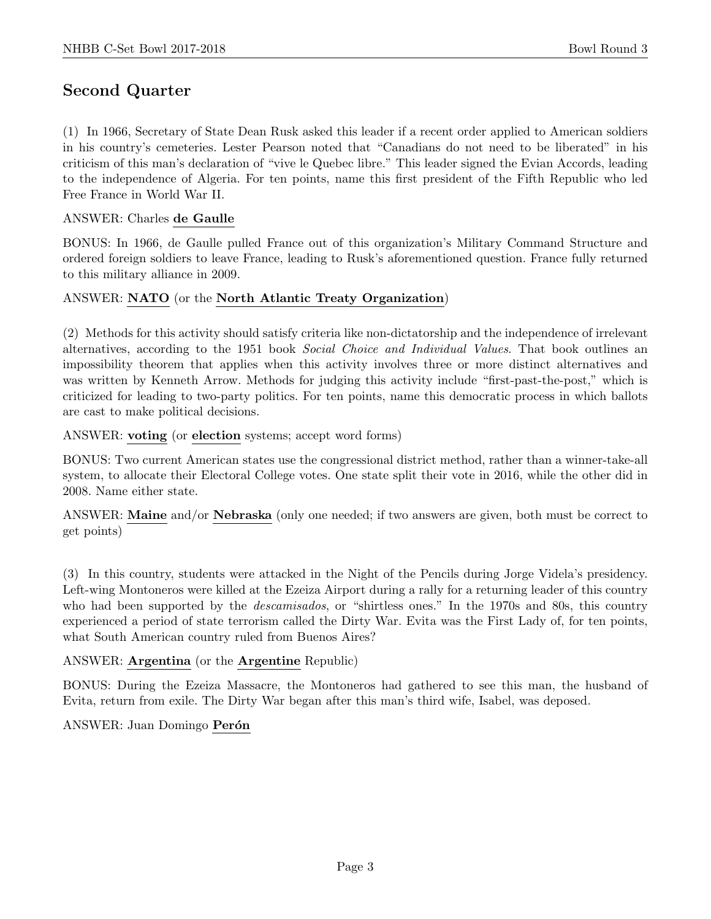## Second Quarter

(1) In 1966, Secretary of State Dean Rusk asked this leader if a recent order applied to American soldiers in his country's cemeteries. Lester Pearson noted that "Canadians do not need to be liberated" in his criticism of this man's declaration of "vive le Quebec libre." This leader signed the Evian Accords, leading to the independence of Algeria. For ten points, name this first president of the Fifth Republic who led Free France in World War II.

ANSWER: Charles **de Gaulle**

BONUS: In 1966, de Gaulle pulled France out of this organization's Military Command Structure and ordered foreign soldiers to leave France, leading to Rusk's aforementioned question. France fully returned to this military alliance in 2009.

ANSWER: **NATO** (or the **North Atlantic Treaty Organization**)

(2) Methods for this activity should satisfy criteria like non-dictatorship and the independence of irrelevant alternatives, according to the 1951 book *Social Choice and Individual Values*. That book outlines an impossibility theorem that applies when this activity involves three or more distinct alternatives and was written by Kenneth Arrow. Methods for judging this activity include "first-past-the-post," which is criticized for leading to two-party politics. For ten points, name this democratic process in which ballots are cast to make political decisions.

ANSWER: **voting** (or **election** systems; accept word forms)

BONUS: Two current American states use the congressional district method, rather than a winner-take-all system, to allocate their Electoral College votes. One state split their vote in 2016, while the other did in 2008. Name either state.

ANSWER: **Maine** and/or **Nebraska** (only one needed; if two answers are given, both must be correct to get points)

(3) In this country, students were attacked in the Night of the Pencils during Jorge Videla's presidency. Left-wing Montoneros were killed at the Ezeiza Airport during a rally for a returning leader of this country who had been supported by the *descamisados*, or "shirtless ones." In the 1970s and 80s, this country experienced a period of state terrorism called the Dirty War. Evita was the First Lady of, for ten points, what South American country ruled from Buenos Aires?

ANSWER: **Argentina** (or the **Argentine** Republic)

BONUS: During the Ezeiza Massacre, the Montoneros had gathered to see this man, the husband of Evita, return from exile. The Dirty War began after this man's third wife, Isabel, was deposed.

ANSWER: Juan Domingo **Perón**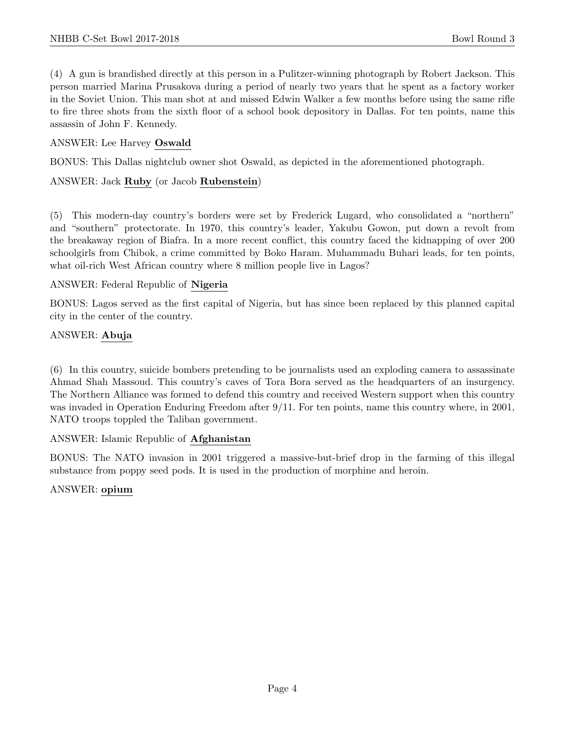(4) A gun is brandished directly at this person in a Pulitzer-winning photograph by Robert Jackson. This person married Marina Prusakova during a period of nearly two years that he spent as a factory worker in the Soviet Union. This man shot at and missed Edwin Walker a few months before using the same rifle to fire three shots from the sixth floor of a school book depository in Dallas. For ten points, name this assassin of John F. Kennedy.

ANSWER: Lee Harvey **Oswald**

BONUS: This Dallas nightclub owner shot Oswald, as depicted in the aforementioned photograph.

ANSWER: Jack **Ruby** (or Jacob **Rubenstein**)

(5) This modern-day country's borders were set by Frederick Lugard, who consolidated a "northern" and "southern" protectorate. In 1970, this country's leader, Yakubu Gowon, put down a revolt from the breakaway region of Biafra. In a more recent conflict, this country faced the kidnapping of over 200 schoolgirls from Chibok, a crime committed by Boko Haram. Muhammadu Buhari leads, for ten points, what oil-rich West African country where 8 million people live in Lagos?

ANSWER: Federal Republic of **Nigeria**

BONUS: Lagos served as the first capital of Nigeria, but has since been replaced by this planned capital city in the center of the country.

ANSWER: **Abuja**

(6) In this country, suicide bombers pretending to be journalists used an exploding camera to assassinate Ahmad Shah Massoud. This country's caves of Tora Bora served as the headquarters of an insurgency. The Northern Alliance was formed to defend this country and received Western support when this country was invaded in Operation Enduring Freedom after 9/11. For ten points, name this country where, in 2001, NATO troops toppled the Taliban government.

ANSWER: Islamic Republic of **Afghanistan**

BONUS: The NATO invasion in 2001 triggered a massive-but-brief drop in the farming of this illegal substance from poppy seed pods. It is used in the production of morphine and heroin.

ANSWER: **opium**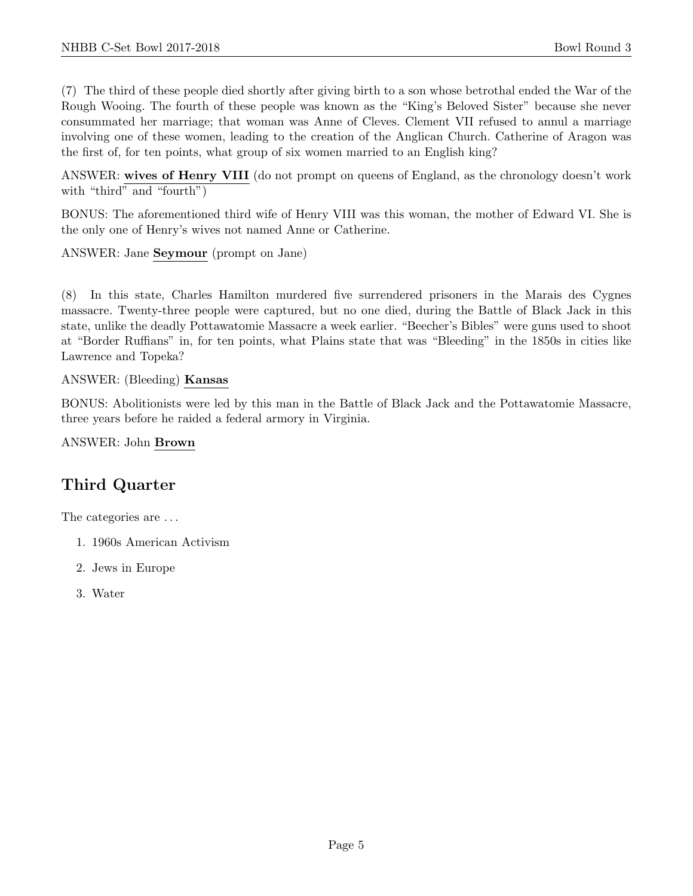(7) The third of these people died shortly after giving birth to a son whose betrothal ended the War of the Rough Wooing. The fourth of these people was known as the "King's Beloved Sister" because she never consummated her marriage; that woman was Anne of Cleves. Clement VII refused to annul a marriage involving one of these women, leading to the creation of the Anglican Church. Catherine of Aragon was the first of, for ten points, what group of six women married to an English king?

ANSWER: **wives of Henry VIII** (do not prompt on queens of England, as the chronology doesn't work with "third" and "fourth")

BONUS: The aforementioned third wife of Henry VIII was this woman, the mother of Edward VI. She is the only one of Henry's wives not named Anne or Catherine.

ANSWER: Jane **Seymour** (prompt on Jane)

(8) In this state, Charles Hamilton murdered five surrendered prisoners in the Marais des Cygnes massacre. Twenty-three people were captured, but no one died, during the Battle of Black Jack in this state, unlike the deadly Pottawatomie Massacre a week earlier. "Beecher's Bibles" were guns used to shoot at "Border Ruffians" in, for ten points, what Plains state that was "Bleeding" in the 1850s in cities like Lawrence and Topeka?

ANSWER: (Bleeding) **Kansas**

BONUS: Abolitionists were led by this man in the Battle of Black Jack and the Pottawatomie Massacre, three years before he raided a federal armory in Virginia.

ANSWER: John **Brown**

## Third Quarter

The categories are . . .

1. 1960s American Activism
2. Jews in Europe
3. Water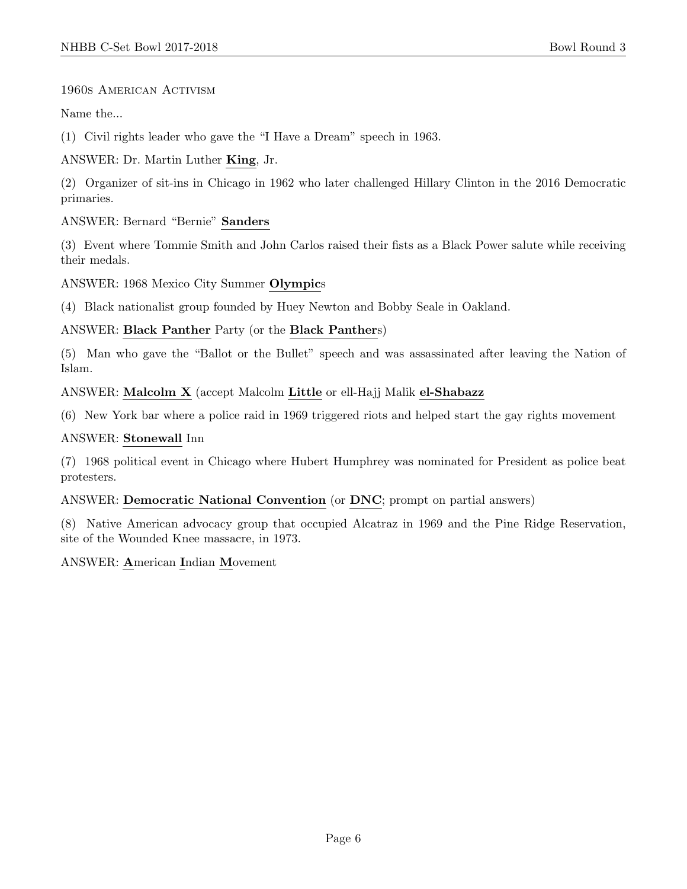1960s American Activism

Name the...

(1) Civil rights leader who gave the "I Have a Dream" speech in 1963.

ANSWER: Dr. Martin Luther **King**, Jr.

(2) Organizer of sit-ins in Chicago in 1962 who later challenged Hillary Clinton in the 2016 Democratic primaries.

ANSWER: Bernard "Bernie" **Sanders**

(3) Event where Tommie Smith and John Carlos raised their fists as a Black Power salute while receiving their medals.

ANSWER: 1968 Mexico City Summer **Olympic**s

(4) Black nationalist group founded by Huey Newton and Bobby Seale in Oakland.

ANSWER: **Black Panther** Party (or the **Black Panther**s)

(5) Man who gave the "Ballot or the Bullet" speech and was assassinated after leaving the Nation of Islam.

ANSWER: **Malcolm X** (accept Malcolm **Little** or ell-Hajj Malik **el-Shabazz**

(6) New York bar where a police raid in 1969 triggered riots and helped start the gay rights movement

ANSWER: **Stonewall** Inn

(7) 1968 political event in Chicago where Hubert Humphrey was nominated for President as police beat protesters.

ANSWER: **Democratic National Convention** (or **DNC**; prompt on partial answers)

(8) Native American advocacy group that occupied Alcatraz in 1969 and the Pine Ridge Reservation, site of the Wounded Knee massacre, in 1973.

ANSWER: **A**merican **I**ndian **M**ovement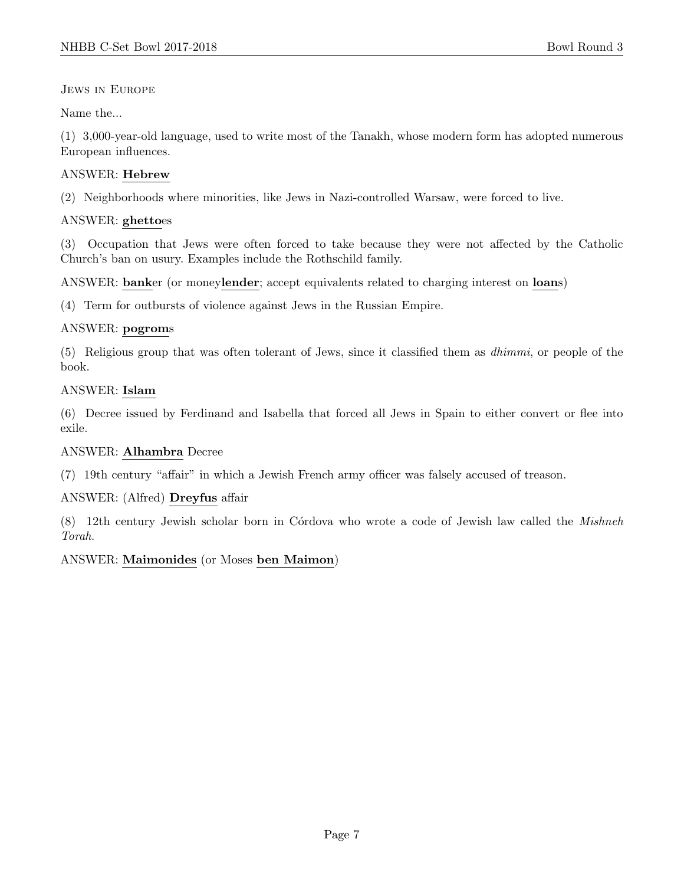Jews in Europe

Name the...

(1) 3,000-year-old language, used to write most of the Tanakh, whose modern form has adopted numerous European influences.

ANSWER: **Hebrew**

(2) Neighborhoods where minorities, like Jews in Nazi-controlled Warsaw, were forced to live.

ANSWER: **ghetto**es

(3) Occupation that Jews were often forced to take because they were not affected by the Catholic Church's ban on usury. Examples include the Rothschild family.

ANSWER: **bank**er (or money**lender**; accept equivalents related to charging interest on **loan**s)

(4) Term for outbursts of violence against Jews in the Russian Empire.

ANSWER: **pogrom**s

(5) Religious group that was often tolerant of Jews, since it classified them as *dhimmi*, or people of the book.

ANSWER: **Islam**

(6) Decree issued by Ferdinand and Isabella that forced all Jews in Spain to either convert or flee into exile.

ANSWER: **Alhambra** Decree

(7) 19th century "affair" in which a Jewish French army officer was falsely accused of treason.

ANSWER: (Alfred) **Dreyfus** affair

(8) 12th century Jewish scholar born in Córdova who wrote a code of Jewish law called the *Mishneh Torah*.

ANSWER: **Maimonides** (or Moses **ben Maimon**)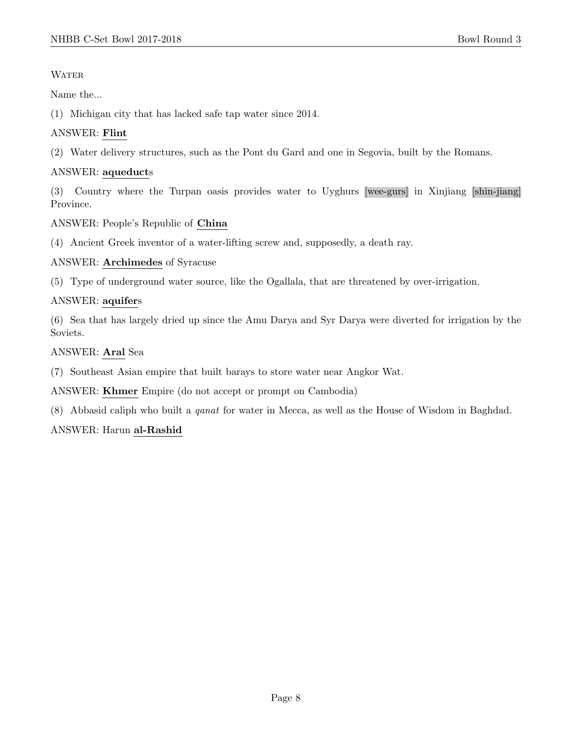Water

Name the...

(1) Michigan city that has lacked safe tap water since 2014.

ANSWER: **Flint**

(2) Water delivery structures, such as the Pont du Gard and one in Segovia, built by the Romans.

ANSWER: **aqueduct**s

(3) Country where the Turpan oasis provides water to Uyghurs [wee-gurs] in Xinjiang [shin-jiang] Province.

ANSWER: People's Republic of **China**

(4) Ancient Greek inventor of a water-lifting screw and, supposedly, a death ray.

ANSWER: **Archimedes** of Syracuse

(5) Type of underground water source, like the Ogallala, that are threatened by over-irrigation.

ANSWER: **aquifer**s

(6) Sea that has largely dried up since the Amu Darya and Syr Darya were diverted for irrigation by the Soviets.

ANSWER: **Aral** Sea

(7) Southeast Asian empire that built barays to store water near Angkor Wat.

ANSWER: **Khmer** Empire (do not accept or prompt on Cambodia)

(8) Abbasid caliph who built a *qanat* for water in Mecca, as well as the House of Wisdom in Baghdad.

ANSWER: Harun **al-Rashid**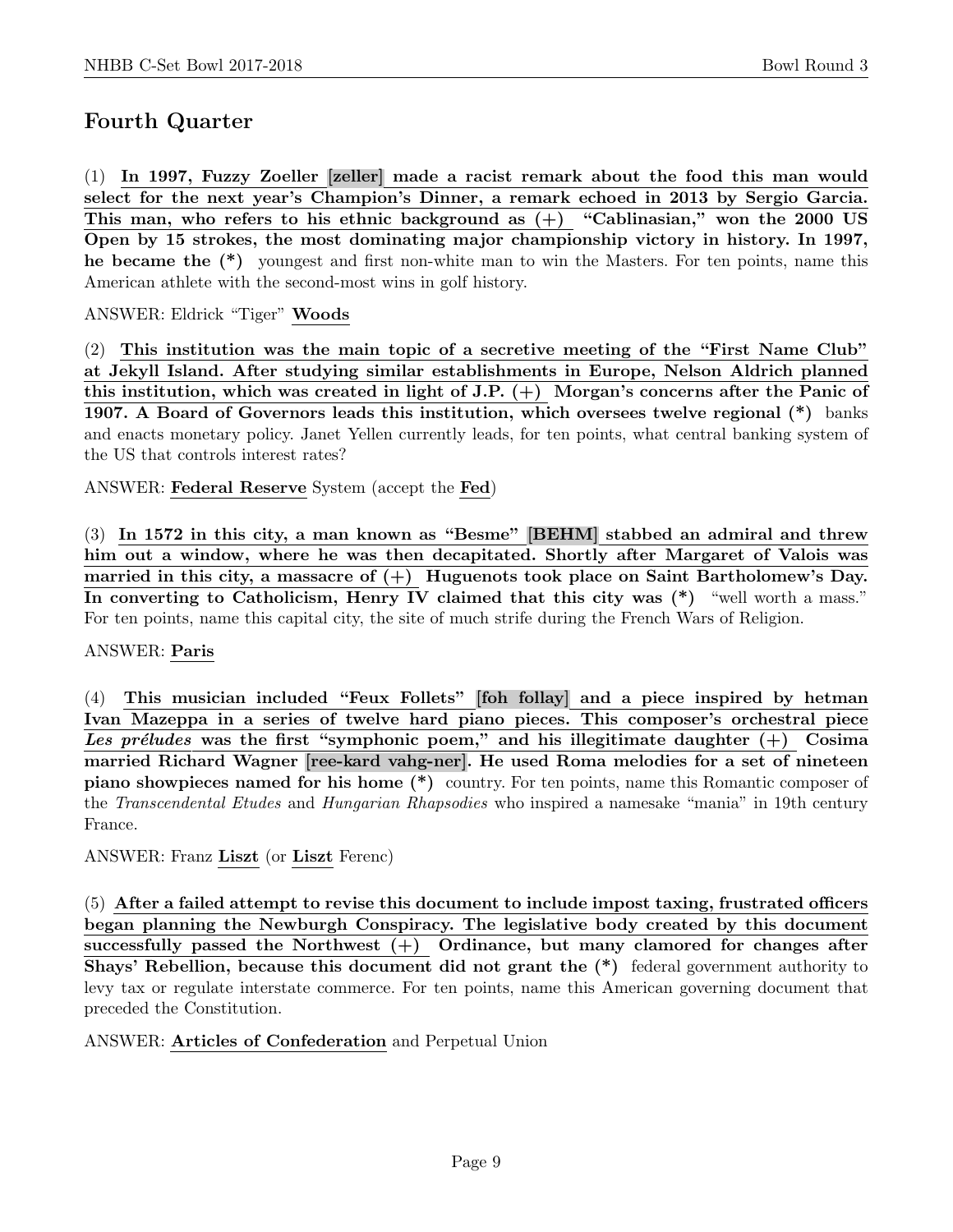## Fourth Quarter

(1) **In 1997, Fuzzy Zoeller [zeller] made a racist remark about the food this man would select for the next year's Champion's Dinner, a remark echoed in 2013 by Sergio Garcia. This man, who refers to his ethnic background as (+) "Cablinasian," won the 2000 US Open by 15 strokes, the most dominating major championship victory in history. In 1997, he became the (*)** youngest and first non-white man to win the Masters. For ten points, name this American athlete with the second-most wins in golf history.

ANSWER: Eldrick "Tiger" **Woods**

(2) **This institution was the main topic of a secretive meeting of the "First Name Club" at Jekyll Island. After studying similar establishments in Europe, Nelson Aldrich planned this institution, which was created in light of J.P. (+) Morgan's concerns after the Panic of 1907. A Board of Governors leads this institution, which oversees twelve regional (*)** banks and enacts monetary policy. Janet Yellen currently leads, for ten points, what central banking system of the US that controls interest rates?

ANSWER: **Federal Reserve** System (accept the **Fed**)

(3) **In 1572 in this city, a man known as "Besme" [BEHM] stabbed an admiral and threw him out a window, where he was then decapitated. Shortly after Margaret of Valois was married in this city, a massacre of (+) Huguenots took place on Saint Bartholomew's Day. In converting to Catholicism, Henry IV claimed that this city was (*)** "well worth a mass." For ten points, name this capital city, the site of much strife during the French Wars of Religion.

ANSWER: **Paris**

(4) **This musician included "Feux Follets" [foh follay] and a piece inspired by hetman Ivan Mazeppa in a series of twelve hard piano pieces. This composer's orchestral piece *Les préludes* was the first "symphonic poem," and his illegitimate daughter (+) Cosima married Richard Wagner [ree-kard vahg-ner]. He used Roma melodies for a set of nineteen piano showpieces named for his home (*)** country. For ten points, name this Romantic composer of the *Transcendental Etudes* and *Hungarian Rhapsodies* who inspired a namesake "mania" in 19th century France.

ANSWER: Franz **Liszt** (or **Liszt** Ferenc)

(5) **After a failed attempt to revise this document to include impost taxing, frustrated officers began planning the Newburgh Conspiracy. The legislative body created by this document successfully passed the Northwest (+) Ordinance, but many clamored for changes after Shays' Rebellion, because this document did not grant the (*)** federal government authority to levy tax or regulate interstate commerce. For ten points, name this American governing document that preceded the Constitution.

ANSWER: **Articles of Confederation** and Perpetual Union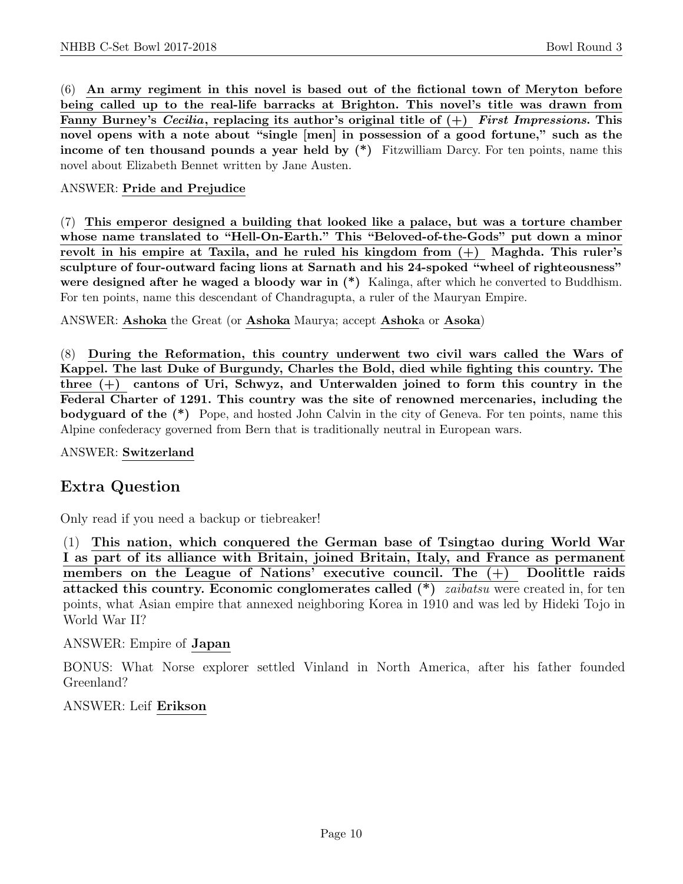(6) **An army regiment in this novel is based out of the fictional town of Meryton before being called up to the real-life barracks at Brighton. This novel's title was drawn from Fanny Burney's *Cecilia*, replacing its author's original title of (+) *First Impressions*. This novel opens with a note about "single [men] in possession of a good fortune," such as the income of ten thousand pounds a year held by (*)** Fitzwilliam Darcy. For ten points, name this novel about Elizabeth Bennet written by Jane Austen.

ANSWER: **Pride and Prejudice**

(7) **This emperor designed a building that looked like a palace, but was a torture chamber whose name translated to "Hell-On-Earth." This "Beloved-of-the-Gods" put down a minor revolt in his empire at Taxila, and he ruled his kingdom from (+) Maghda. This ruler's sculpture of four-outward facing lions at Sarnath and his 24-spoked "wheel of righteousness" were designed after he waged a bloody war in (*)** Kalinga, after which he converted to Buddhism. For ten points, name this descendant of Chandragupta, a ruler of the Mauryan Empire.

ANSWER: **Ashoka** the Great (or **Ashoka** Maurya; accept **Ashok**a or **Asoka**)

(8) **During the Reformation, this country underwent two civil wars called the Wars of Kappel. The last Duke of Burgundy, Charles the Bold, died while fighting this country. The three (+) cantons of Uri, Schwyz, and Unterwalden joined to form this country in the Federal Charter of 1291. This country was the site of renowned mercenaries, including the bodyguard of the (*)** Pope, and hosted John Calvin in the city of Geneva. For ten points, name this Alpine confederacy governed from Bern that is traditionally neutral in European wars.

ANSWER: **Switzerland**

## Extra Question

Only read if you need a backup or tiebreaker!

(1) **This nation, which conquered the German base of Tsingtao during World War I as part of its alliance with Britain, joined Britain, Italy, and France as permanent members on the League of Nations' executive council. The (+) Doolittle raids attacked this country. Economic conglomerates called (*)** *zaibatsu* were created in, for ten points, what Asian empire that annexed neighboring Korea in 1910 and was led by Hideki Tojo in World War II?

ANSWER: Empire of **Japan**

BONUS: What Norse explorer settled Vinland in North America, after his father founded Greenland?

ANSWER: Leif **Erikson**